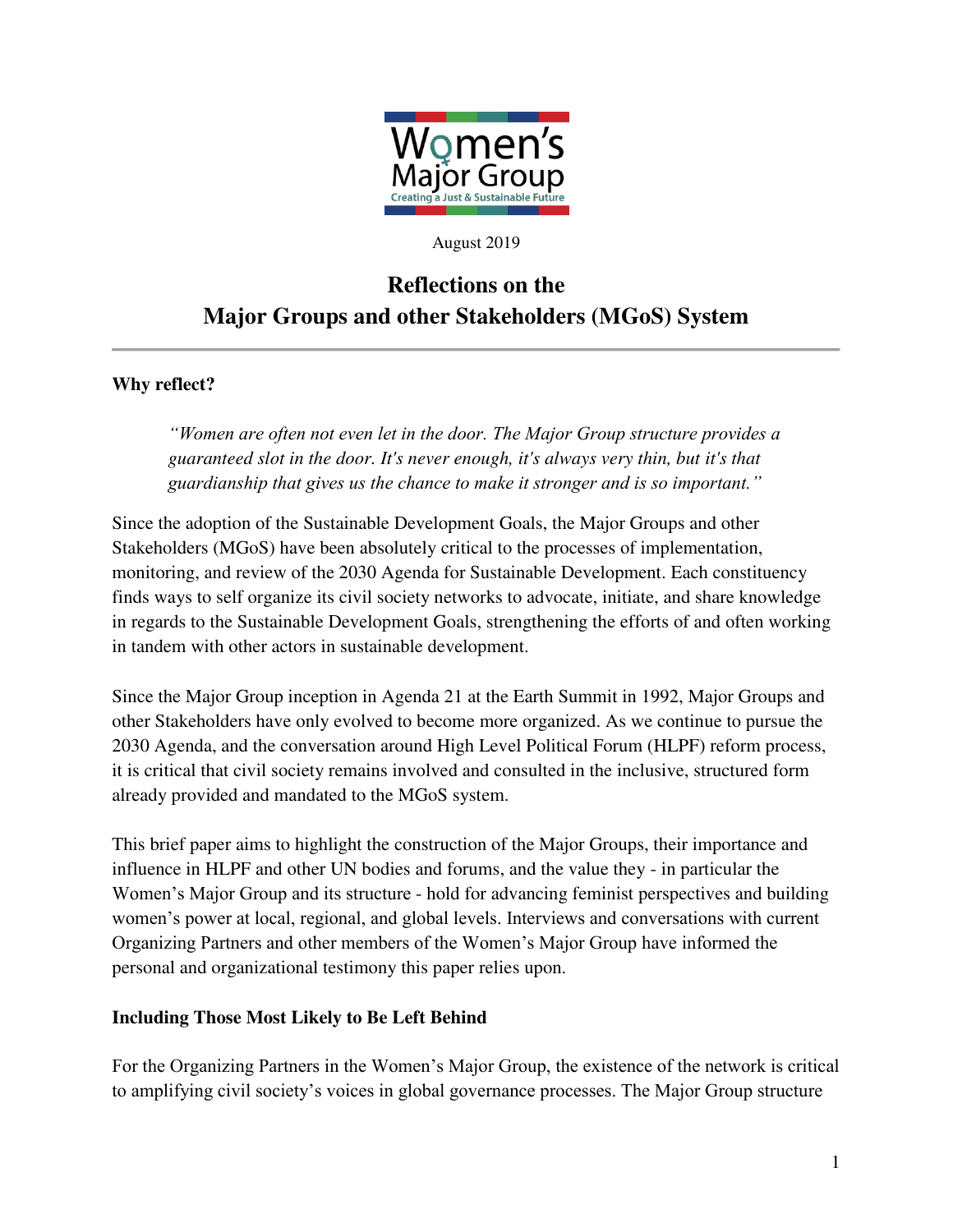Women's Major Group
Creating a Just & Sustainable Future

August 2019

# Reflections on the Major Groups and other Stakeholders (MGoS) System

**Why reflect?**

> *"Women are often not even let in the door. The Major Group structure provides a guaranteed slot in the door. It's never enough, it's always very thin, but it's that guardianship that gives us the chance to make it stronger and is so important."*

Since the adoption of the Sustainable Development Goals, the Major Groups and other Stakeholders (MGoS) have been absolutely critical to the processes of implementation, monitoring, and review of the 2030 Agenda for Sustainable Development. Each constituency finds ways to self organize its civil society networks to advocate, initiate, and share knowledge in regards to the Sustainable Development Goals, strengthening the efforts of and often working in tandem with other actors in sustainable development.

Since the Major Group inception in Agenda 21 at the Earth Summit in 1992, Major Groups and other Stakeholders have only evolved to become more organized. As we continue to pursue the 2030 Agenda, and the conversation around High Level Political Forum (HLPF) reform process, it is critical that civil society remains involved and consulted in the inclusive, structured form already provided and mandated to the MGoS system.

This brief paper aims to highlight the construction of the Major Groups, their importance and influence in HLPF and other UN bodies and forums, and the value they - in particular the Women's Major Group and its structure - hold for advancing feminist perspectives and building women's power at local, regional, and global levels. Interviews and conversations with current Organizing Partners and other members of the Women's Major Group have informed the personal and organizational testimony this paper relies upon.

**Including Those Most Likely to Be Left Behind**

For the Organizing Partners in the Women's Major Group, the existence of the network is critical to amplifying civil society's voices in global governance processes. The Major Group structure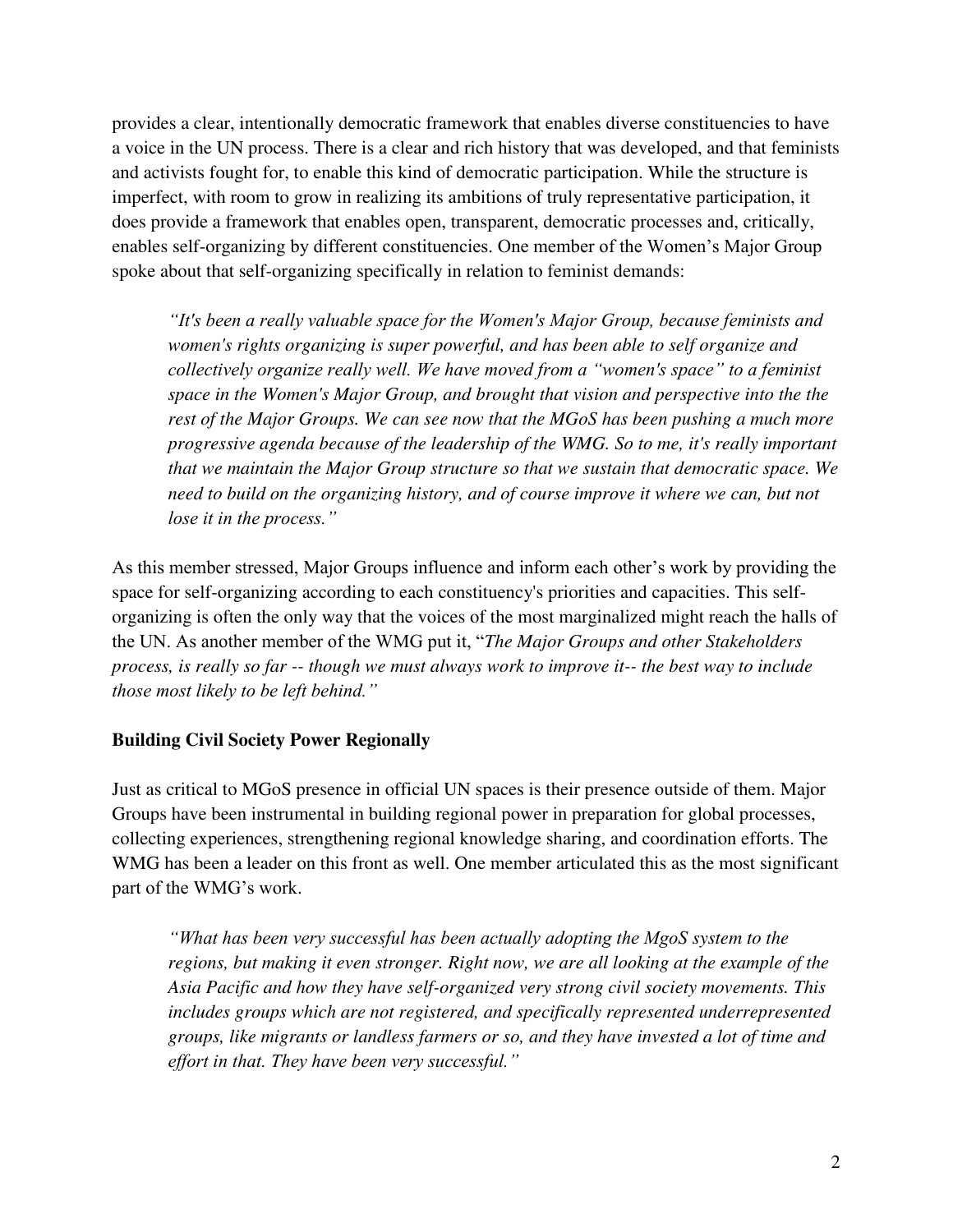provides a clear, intentionally democratic framework that enables diverse constituencies to have a voice in the UN process. There is a clear and rich history that was developed, and that feminists and activists fought for, to enable this kind of democratic participation. While the structure is imperfect, with room to grow in realizing its ambitions of truly representative participation, it does provide a framework that enables open, transparent, democratic processes and, critically, enables self-organizing by different constituencies. One member of the Women's Major Group spoke about that self-organizing specifically in relation to feminist demands:

> *"It's been a really valuable space for the Women's Major Group, because feminists and women's rights organizing is super powerful, and has been able to self organize and collectively organize really well. We have moved from a "women's space" to a feminist space in the Women's Major Group, and brought that vision and perspective into the the rest of the Major Groups. We can see now that the MGoS has been pushing a much more progressive agenda because of the leadership of the WMG. So to me, it's really important that we maintain the Major Group structure so that we sustain that democratic space. We need to build on the organizing history, and of course improve it where we can, but not lose it in the process."*

As this member stressed, Major Groups influence and inform each other's work by providing the space for self-organizing according to each constituency's priorities and capacities. This self-organizing is often the only way that the voices of the most marginalized might reach the halls of the UN. As another member of the WMG put it, "*The Major Groups and other Stakeholders process, is really so far -- though we must always work to improve it-- the best way to include those most likely to be left behind."*

**Building Civil Society Power Regionally**

Just as critical to MGoS presence in official UN spaces is their presence outside of them. Major Groups have been instrumental in building regional power in preparation for global processes, collecting experiences, strengthening regional knowledge sharing, and coordination efforts. The WMG has been a leader on this front as well. One member articulated this as the most significant part of the WMG's work.

> *"What has been very successful has been actually adopting the MgoS system to the regions, but making it even stronger. Right now, we are all looking at the example of the Asia Pacific and how they have self-organized very strong civil society movements. This includes groups which are not registered, and specifically represented underrepresented groups, like migrants or landless farmers or so, and they have invested a lot of time and effort in that. They have been very successful."*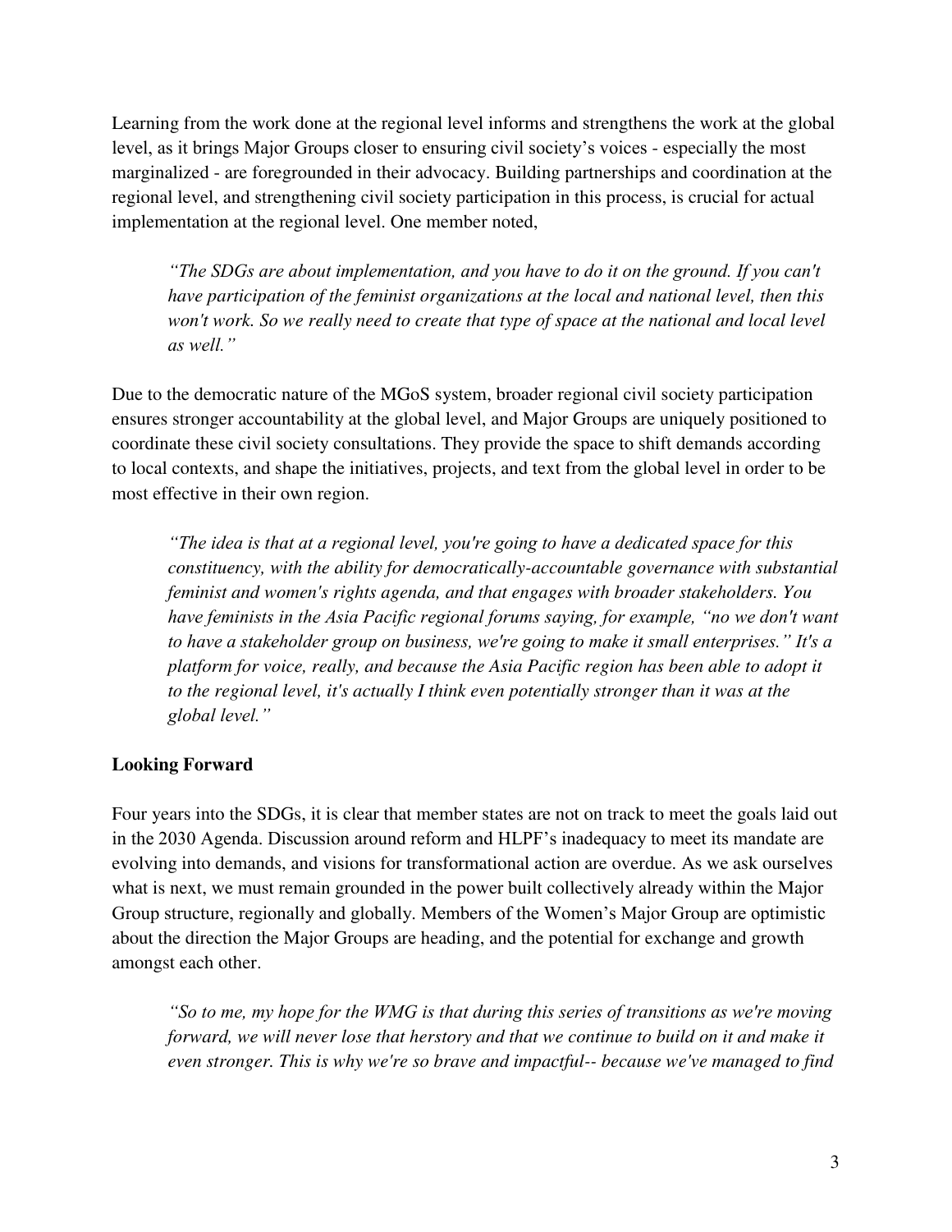Learning from the work done at the regional level informs and strengthens the work at the global level, as it brings Major Groups closer to ensuring civil society's voices - especially the most marginalized - are foregrounded in their advocacy. Building partnerships and coordination at the regional level, and strengthening civil society participation in this process, is crucial for actual implementation at the regional level. One member noted,

> *"The SDGs are about implementation, and you have to do it on the ground. If you can't have participation of the feminist organizations at the local and national level, then this won't work. So we really need to create that type of space at the national and local level as well."*

Due to the democratic nature of the MGoS system, broader regional civil society participation ensures stronger accountability at the global level, and Major Groups are uniquely positioned to coordinate these civil society consultations. They provide the space to shift demands according to local contexts, and shape the initiatives, projects, and text from the global level in order to be most effective in their own region.

> *"The idea is that at a regional level, you're going to have a dedicated space for this constituency, with the ability for democratically-accountable governance with substantial feminist and women's rights agenda, and that engages with broader stakeholders. You have feminists in the Asia Pacific regional forums saying, for example, "no we don't want to have a stakeholder group on business, we're going to make it small enterprises." It's a platform for voice, really, and because the Asia Pacific region has been able to adopt it to the regional level, it's actually I think even potentially stronger than it was at the global level."*

**Looking Forward**

Four years into the SDGs, it is clear that member states are not on track to meet the goals laid out in the 2030 Agenda. Discussion around reform and HLPF's inadequacy to meet its mandate are evolving into demands, and visions for transformational action are overdue. As we ask ourselves what is next, we must remain grounded in the power built collectively already within the Major Group structure, regionally and globally. Members of the Women's Major Group are optimistic about the direction the Major Groups are heading, and the potential for exchange and growth amongst each other.

> *"So to me, my hope for the WMG is that during this series of transitions as we're moving forward, we will never lose that herstory and that we continue to build on it and make it even stronger. This is why we're so brave and impactful-- because we've managed to find*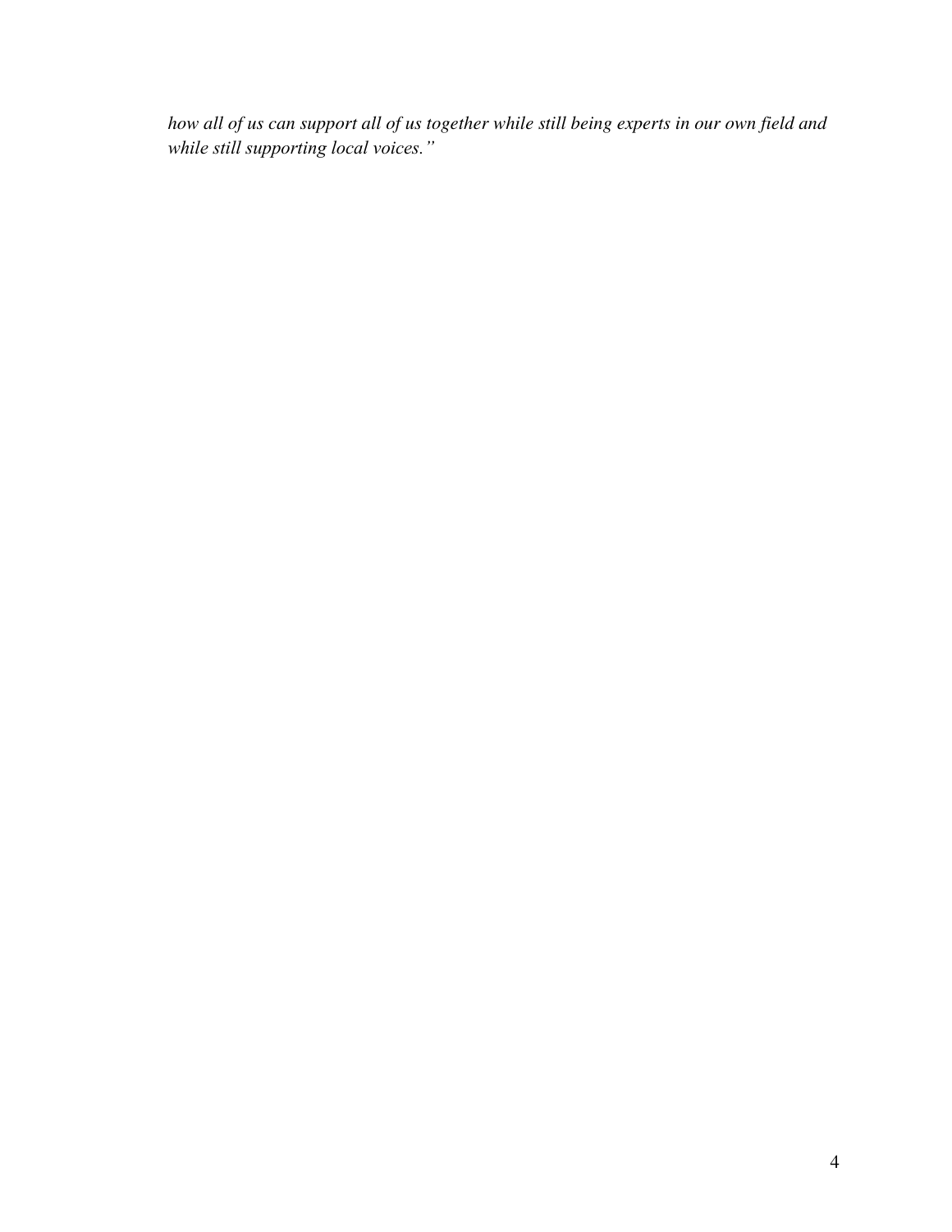*how all of us can support all of us together while still being experts in our own field and while still supporting local voices."*